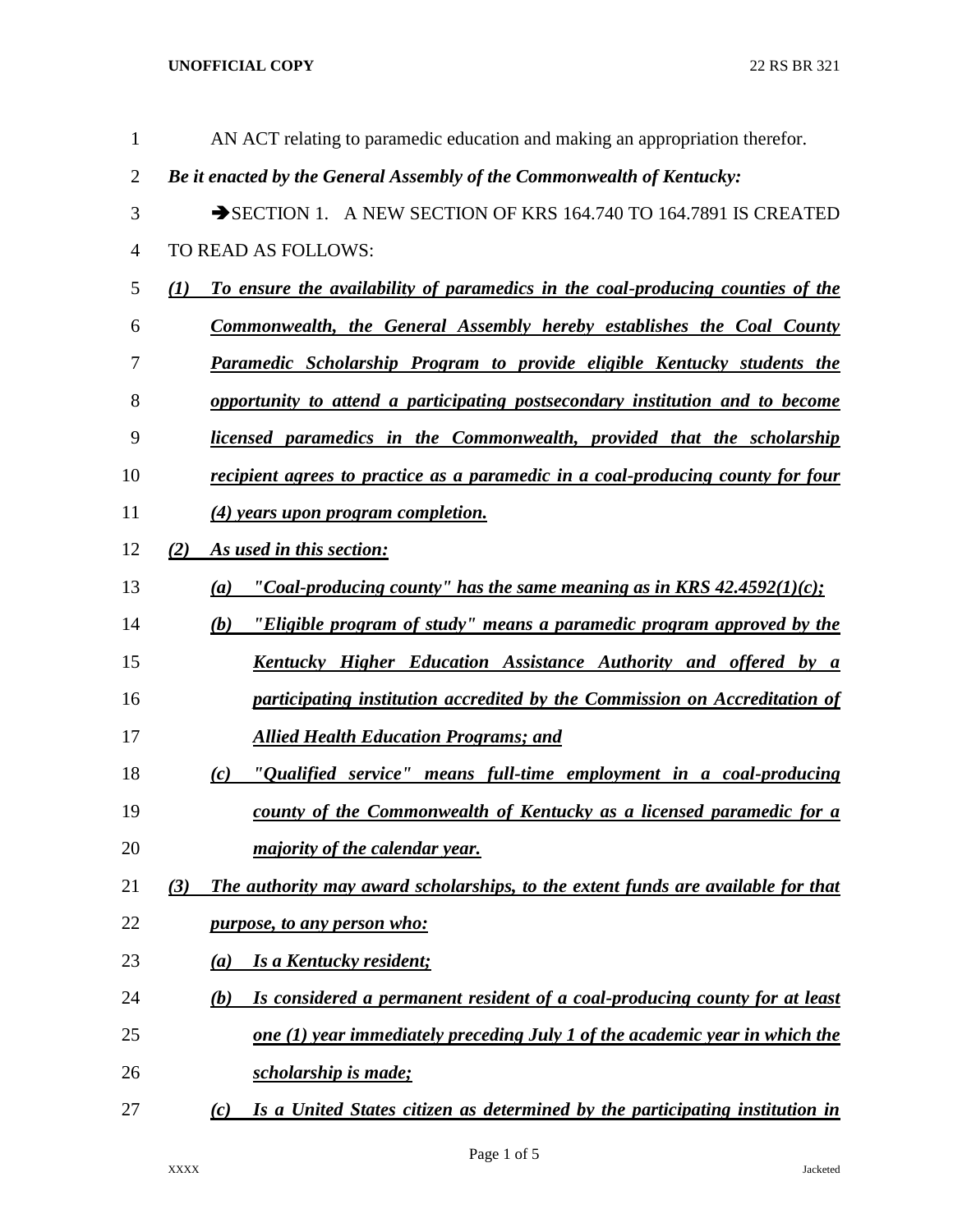AN ACT relating to paramedic education and making an appropriation therefor.

***Be it enacted by the General Assembly of the Commonwealth of Kentucky:***

➔SECTION 1. A NEW SECTION OF KRS 164.740 TO 164.7891 IS CREATED TO READ AS FOLLOWS:

***(1) To ensure the availability of paramedics in the coal-producing counties of the Commonwealth, the General Assembly hereby establishes the Coal County Paramedic Scholarship Program to provide eligible Kentucky students the opportunity to attend a participating postsecondary institution and to become licensed paramedics in the Commonwealth, provided that the scholarship recipient agrees to practice as a paramedic in a coal-producing county for four (4) years upon program completion.***

***(2) As used in this section:***

***(a) "Coal-producing county" has the same meaning as in KRS 42.4592(1)(c);***

***(b) "Eligible program of study" means a paramedic program approved by the Kentucky Higher Education Assistance Authority and offered by a participating institution accredited by the Commission on Accreditation of Allied Health Education Programs; and***

***(c) "Qualified service" means full-time employment in a coal-producing county of the Commonwealth of Kentucky as a licensed paramedic for a majority of the calendar year.***

***(3) The authority may award scholarships, to the extent funds are available for that purpose, to any person who:***

***(a) Is a Kentucky resident;***

***(b) Is considered a permanent resident of a coal-producing county for at least one (1) year immediately preceding July 1 of the academic year in which the scholarship is made;***

***(c) Is a United States citizen as determined by the participating institution in***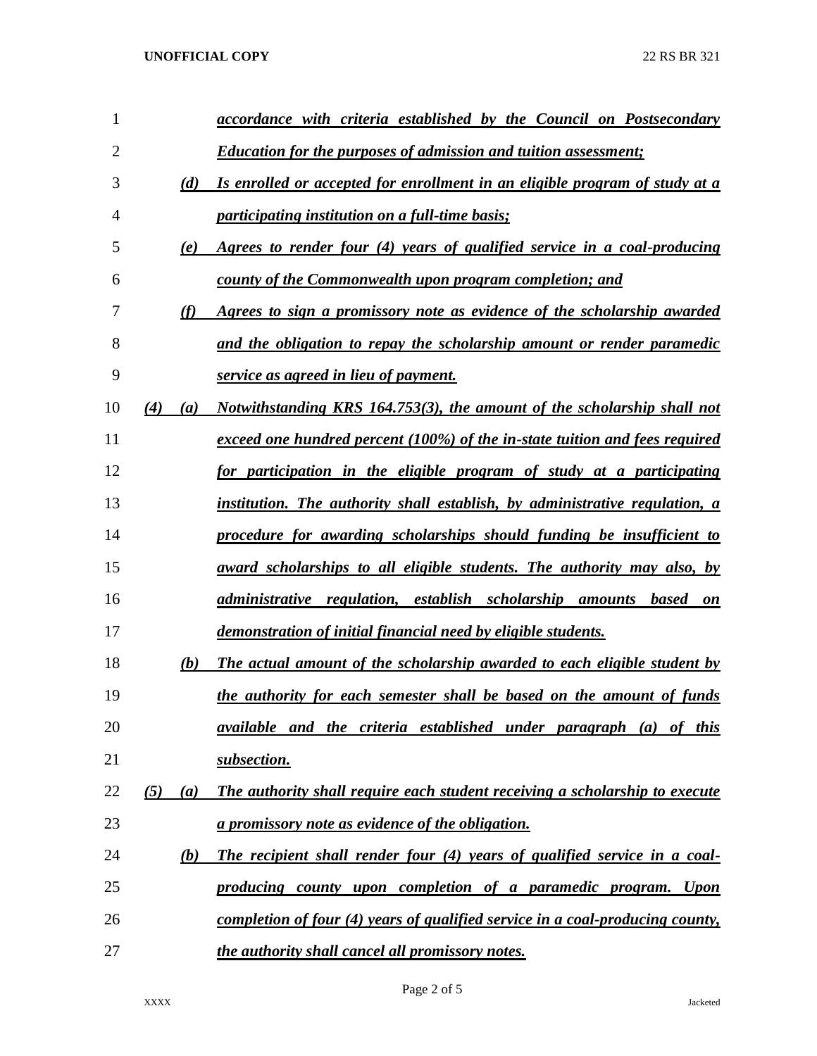*accordance with criteria established by the Council on Postsecondary Education for the purposes of admission and tuition assessment;*

*(d) Is enrolled or accepted for enrollment in an eligible program of study at a participating institution on a full-time basis;*

*(e) Agrees to render four (4) years of qualified service in a coal-producing county of the Commonwealth upon program completion; and*

*(f) Agrees to sign a promissory note as evidence of the scholarship awarded and the obligation to repay the scholarship amount or render paramedic service as agreed in lieu of payment.*

*(4) (a) Notwithstanding KRS 164.753(3), the amount of the scholarship shall not exceed one hundred percent (100%) of the in-state tuition and fees required for participation in the eligible program of study at a participating institution. The authority shall establish, by administrative regulation, a procedure for awarding scholarships should funding be insufficient to award scholarships to all eligible students. The authority may also, by administrative regulation, establish scholarship amounts based on demonstration of initial financial need by eligible students.*

*(b) The actual amount of the scholarship awarded to each eligible student by the authority for each semester shall be based on the amount of funds available and the criteria established under paragraph (a) of this subsection.*

*(5) (a) The authority shall require each student receiving a scholarship to execute a promissory note as evidence of the obligation.*

*(b) The recipient shall render four (4) years of qualified service in a coal-producing county upon completion of a paramedic program. Upon completion of four (4) years of qualified service in a coal-producing county, the authority shall cancel all promissory notes.*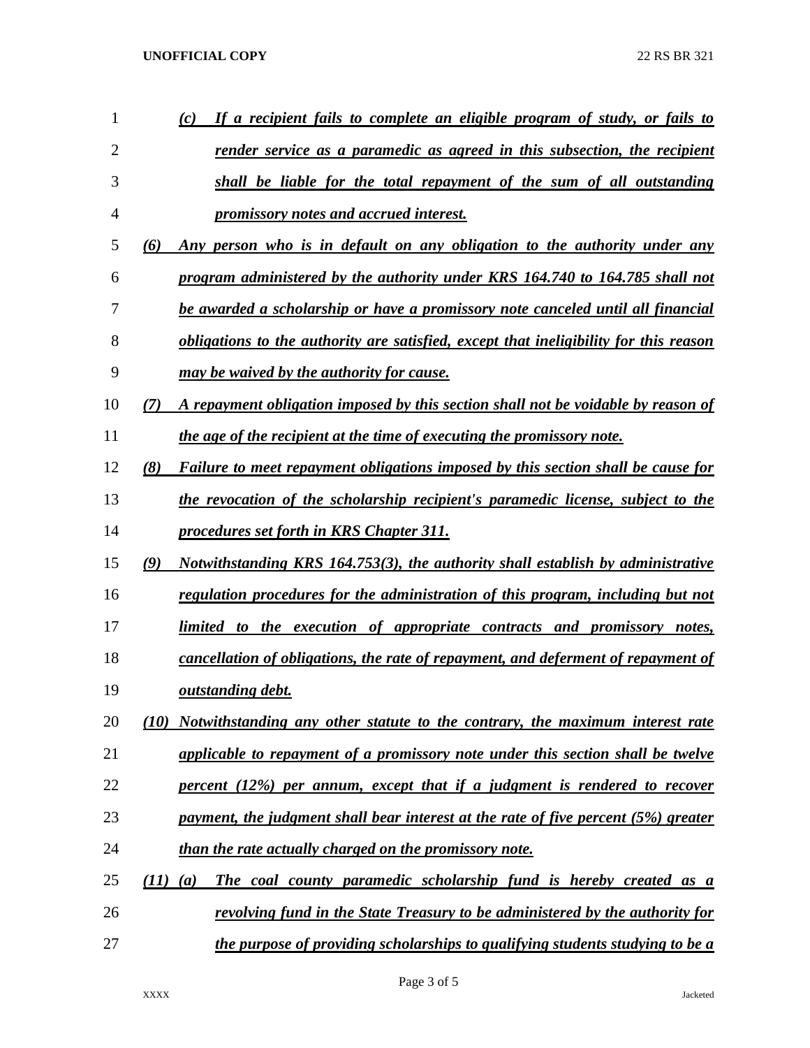*(c) If a recipient fails to complete an eligible program of study, or fails to render service as a paramedic as agreed in this subsection, the recipient shall be liable for the total repayment of the sum of all outstanding promissory notes and accrued interest.*

*(6) Any person who is in default on any obligation to the authority under any program administered by the authority under KRS 164.740 to 164.785 shall not be awarded a scholarship or have a promissory note canceled until all financial obligations to the authority are satisfied, except that ineligibility for this reason may be waived by the authority for cause.*

*(7) A repayment obligation imposed by this section shall not be voidable by reason of the age of the recipient at the time of executing the promissory note.*

*(8) Failure to meet repayment obligations imposed by this section shall be cause for the revocation of the scholarship recipient's paramedic license, subject to the procedures set forth in KRS Chapter 311.*

*(9) Notwithstanding KRS 164.753(3), the authority shall establish by administrative regulation procedures for the administration of this program, including but not limited to the execution of appropriate contracts and promissory notes, cancellation of obligations, the rate of repayment, and deferment of repayment of outstanding debt.*

*(10) Notwithstanding any other statute to the contrary, the maximum interest rate applicable to repayment of a promissory note under this section shall be twelve percent (12%) per annum, except that if a judgment is rendered to recover payment, the judgment shall bear interest at the rate of five percent (5%) greater than the rate actually charged on the promissory note.*

*(11) (a) The coal county paramedic scholarship fund is hereby created as a revolving fund in the State Treasury to be administered by the authority for the purpose of providing scholarships to qualifying students studying to be a*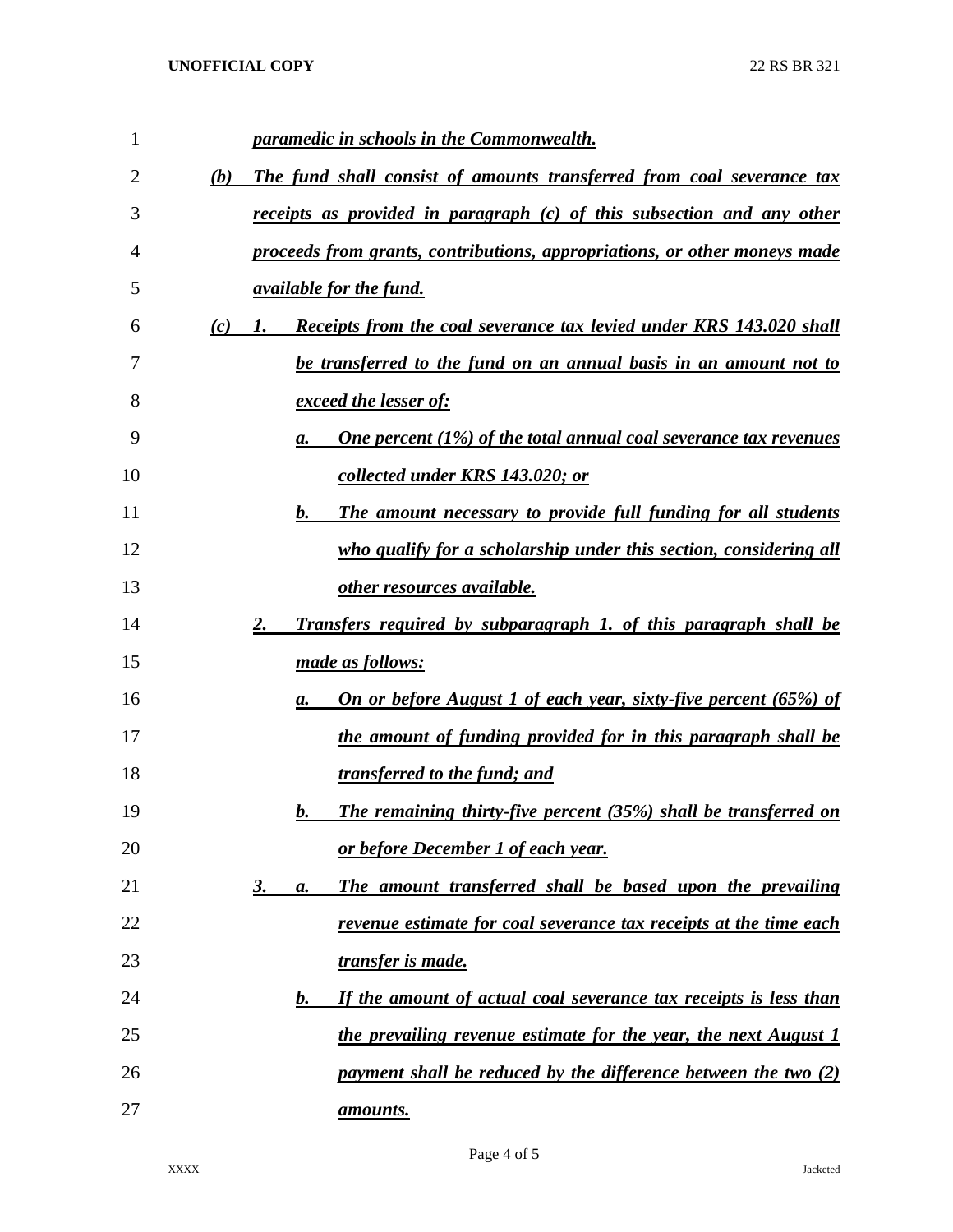*paramedic in schools in the Commonwealth.*

(b) *The fund shall consist of amounts transferred from coal severance tax receipts as provided in paragraph (c) of this subsection and any other proceeds from grants, contributions, appropriations, or other moneys made available for the fund.*

(c) 1. *Receipts from the coal severance tax levied under KRS 143.020 shall be transferred to the fund on an annual basis in an amount not to exceed the lesser of:*

a. *One percent (1%) of the total annual coal severance tax revenues collected under KRS 143.020; or*

b. *The amount necessary to provide full funding for all students who qualify for a scholarship under this section, considering all other resources available.*

2. *Transfers required by subparagraph 1. of this paragraph shall be made as follows:*

a. *On or before August 1 of each year, sixty-five percent (65%) of the amount of funding provided for in this paragraph shall be transferred to the fund; and*

b. *The remaining thirty-five percent (35%) shall be transferred on or before December 1 of each year.*

3. a. *The amount transferred shall be based upon the prevailing revenue estimate for coal severance tax receipts at the time each transfer is made.*

b. *If the amount of actual coal severance tax receipts is less than the prevailing revenue estimate for the year, the next August 1 payment shall be reduced by the difference between the two (2) amounts.*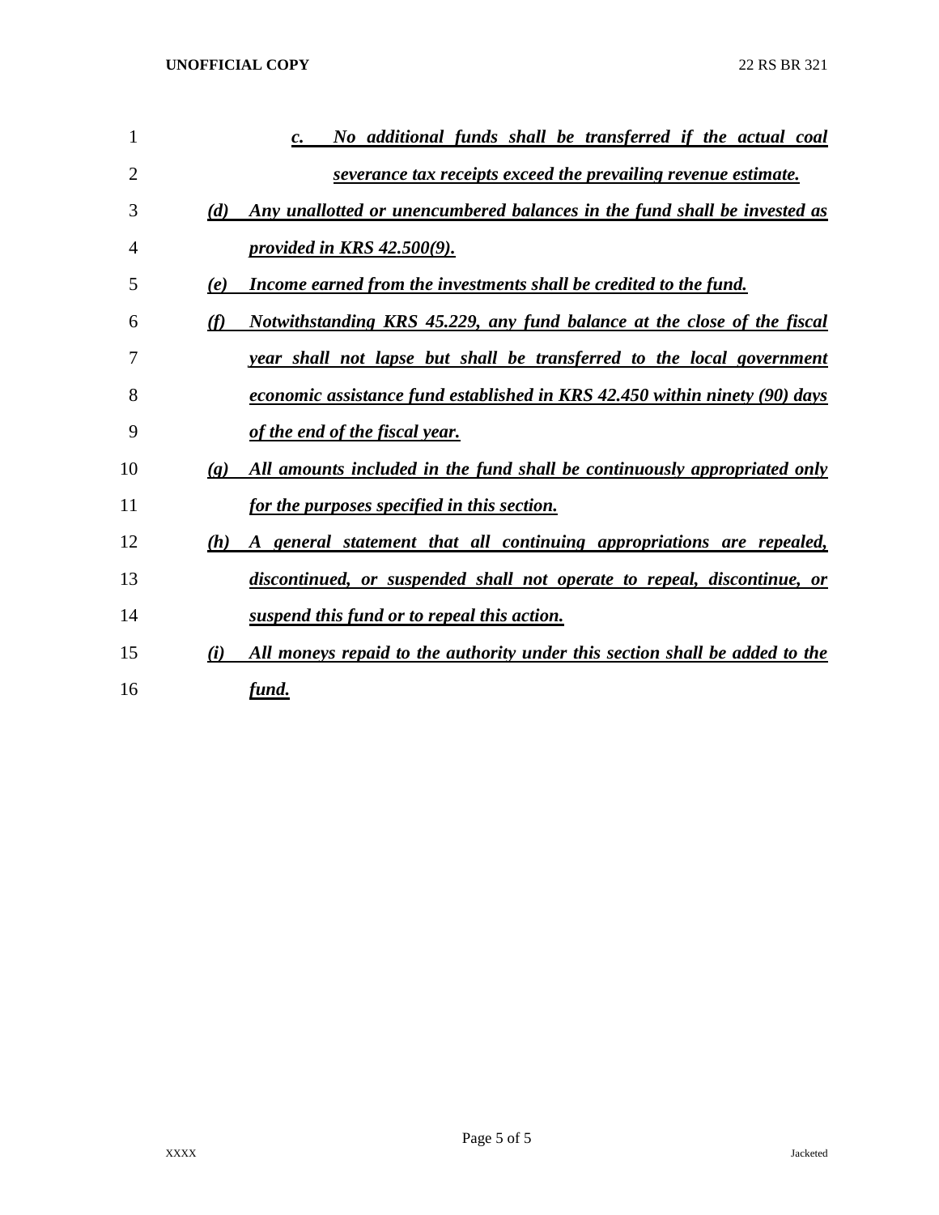***c. No additional funds shall be transferred if the actual coal severance tax receipts exceed the prevailing revenue estimate.***

***(d) Any unallotted or unencumbered balances in the fund shall be invested as provided in KRS 42.500(9).***

***(e) Income earned from the investments shall be credited to the fund.***

***(f) Notwithstanding KRS 45.229, any fund balance at the close of the fiscal year shall not lapse but shall be transferred to the local government economic assistance fund established in KRS 42.450 within ninety (90) days of the end of the fiscal year.***

***(g) All amounts included in the fund shall be continuously appropriated only for the purposes specified in this section.***

***(h) A general statement that all continuing appropriations are repealed, discontinued, or suspended shall not operate to repeal, discontinue, or suspend this fund or to repeal this action.***

***(i) All moneys repaid to the authority under this section shall be added to the fund.***